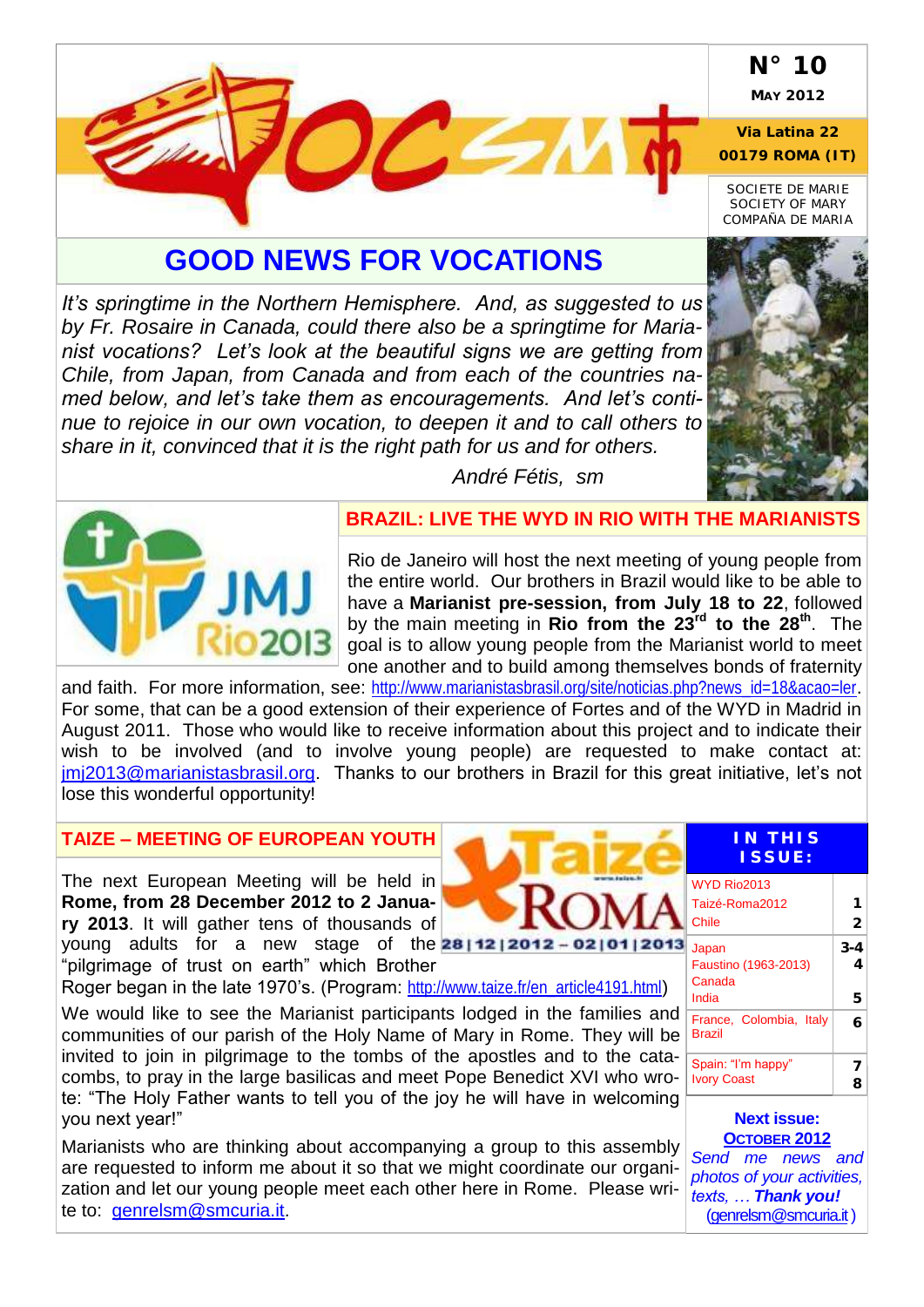**N° 10**
**May 2012**

**Via Latina 22**
**00179 ROMA (IT)**

SOCIETE DE MARIE
SOCIETY OF MARY
COMPAÑA DE MARIA

# GOOD NEWS FOR VOCATIONS

*It's springtime in the Northern Hemisphere. And, as suggested to us by Fr. Rosaire in Canada, could there also be a springtime for Marianist vocations? Let's look at the beautiful signs we are getting from Chile, from Japan, from Canada and from each of the countries named below, and let's take them as encouragements. And let's continue to rejoice in our own vocation, to deepen it and to call others to share in it, convinced that it is the right path for us and for others.*

*André Fétis, sm*

## BRAZIL: LIVE THE WYD IN RIO WITH THE MARIANISTS

Rio de Janeiro will host the next meeting of young people from the entire world. Our brothers in Brazil would like to be able to have a **Marianist pre-session, from July 18 to 22**, followed by the main meeting in **Rio from the 23rd to the 28th**. The goal is to allow young people from the Marianist world to meet one another and to build among themselves bonds of fraternity and faith. For more information, see: http://www.marianistasbrasil.org/site/noticias.php?news_id=18&acao=ler. For some, that can be a good extension of their experience of Fortes and of the WYD in Madrid in August 2011. Those who would like to receive information about this project and to indicate their wish to be involved (and to involve young people) are requested to make contact at: jmj2013@marianistasbrasil.org. Thanks to our brothers in Brazil for this great initiative, let's not lose this wonderful opportunity!

## TAIZE – MEETING OF EUROPEAN YOUTH

The next European Meeting will be held in **Rome, from 28 December 2012 to 2 January 2013**. It will gather tens of thousands of young adults for a new stage of the "pilgrimage of trust on earth" which Brother Roger began in the late 1970's. (Program: http://www.taize.fr/en_article4191.html)

We would like to see the Marianist participants lodged in the families and communities of our parish of the Holy Name of Mary in Rome. They will be invited to join in pilgrimage to the tombs of the apostles and to the catacombs, to pray in the large basilicas and meet Pope Benedict XVI who wrote: "The Holy Father wants to tell you of the joy he will have in welcoming you next year!"

Marianists who are thinking about accompanying a group to this assembly are requested to inform me about it so that we might coordinate our organization and let our young people meet each other here in Rome. Please write to: genrelsm@smcuria.it.

## IN THIS ISSUE:

| | |
|---|---|
| WYD Rio2013 | |
| Taizé-Roma2012 | 1 |
| Chile | 2 |
| Japan | 3-4 |
| Faustino (1963-2013) | 4 |
| Canada | |
| India | 5 |
| France, Colombia, Italy | 6 |
| Brazil | |
| Spain: "I'm happy" | 7 |
| Ivory Coast | 8 |

**Next issue:**
**October 2012**

*Send me news and photos of your activities, texts, … **Thank you!***
(genrelsm@smcuria.it)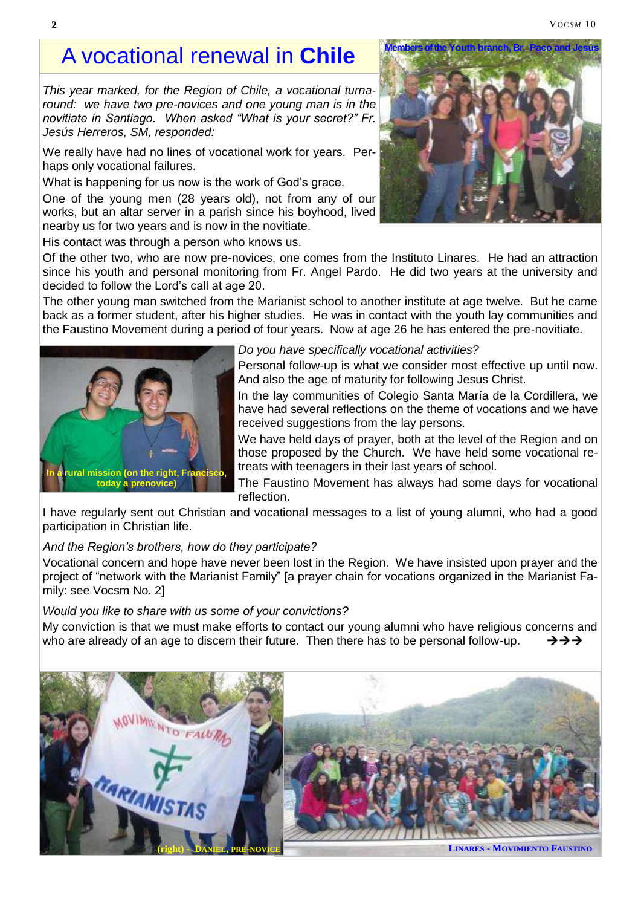# A vocational renewal in **Chile**

*This year marked, for the Region of Chile, a vocational turnaround: we have two pre-novices and one young man is in the novitiate in Santiago. When asked "What is your secret?" Fr. Jesús Herreros, SM, responded:*

Members of the Youth branch, Br. Paco and Jesús

We really have had no lines of vocational work for years. Perhaps only vocational failures.

What is happening for us now is the work of God's grace.

One of the young men (28 years old), not from any of our works, but an altar server in a parish since his boyhood, lived nearby us for two years and is now in the novitiate.

His contact was through a person who knows us.

Of the other two, who are now pre-novices, one comes from the Instituto Linares. He had an attraction since his youth and personal monitoring from Fr. Angel Pardo. He did two years at the university and decided to follow the Lord's call at age 20.

The other young man switched from the Marianist school to another institute at age twelve. But he came back as a former student, after his higher studies. He was in contact with the youth lay communities and the Faustino Movement during a period of four years. Now at age 26 he has entered the pre-novitiate.

In a rural mission (on the right, Francisco, today a prenovice)

*Do you have specifically vocational activities?*

Personal follow-up is what we consider most effective up until now. And also the age of maturity for following Jesus Christ.

In the lay communities of Colegio Santa María de la Cordillera, we have had several reflections on the theme of vocations and we have received suggestions from the lay persons.

We have held days of prayer, both at the level of the Region and on those proposed by the Church. We have held some vocational retreats with teenagers in their last years of school.

The Faustino Movement has always had some days for vocational reflection.

I have regularly sent out Christian and vocational messages to a list of young alumni, who had a good participation in Christian life.

*And the Region's brothers, how do they participate?*

Vocational concern and hope have never been lost in the Region. We have insisted upon prayer and the project of "network with the Marianist Family" [a prayer chain for vocations organized in the Marianist Family: see Vocsm No. 2]

*Would you like to share with us some of your convictions?*

My conviction is that we must make efforts to contact our young alumni who have religious concerns and who are already of an age to discern their future. Then there has to be personal follow-up. →→→

(right) - Daniel, pre-novice

Linares - Movimiento Faustino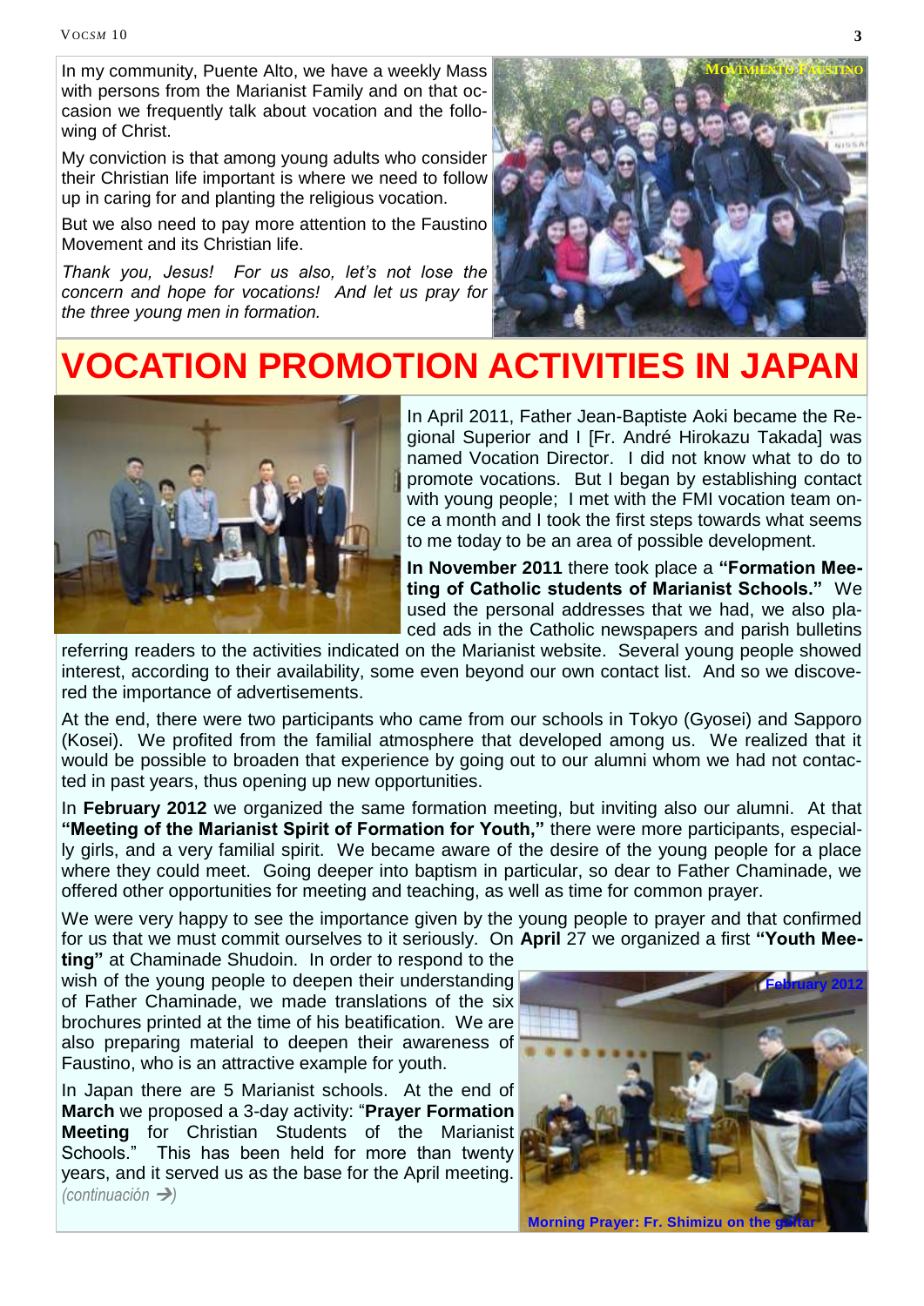In my community, Puente Alto, we have a weekly Mass with persons from the Marianist Family and on that occasion we frequently talk about vocation and the following of Christ.

My conviction is that among young adults who consider their Christian life important is where we need to follow up in caring for and planting the religious vocation.

But we also need to pay more attention to the Faustino Movement and its Christian life.

*Thank you, Jesus! For us also, let's not lose the concern and hope for vocations! And let us pray for the three young men in formation.*

MOVIMIENTO FAUSTINO

# VOCATION PROMOTION ACTIVITIES IN JAPAN

In April 2011, Father Jean-Baptiste Aoki became the Regional Superior and I [Fr. André Hirokazu Takada] was named Vocation Director. I did not know what to do to promote vocations. But I began by establishing contact with young people; I met with the FMI vocation team once a month and I took the first steps towards what seems to me today to be an area of possible development.

**In November 2011** there took place a **"Formation Meeting of Catholic students of Marianist Schools."** We used the personal addresses that we had, we also placed ads in the Catholic newspapers and parish bulletins referring readers to the activities indicated on the Marianist website. Several young people showed interest, according to their availability, some even beyond our own contact list. And so we discovered the importance of advertisements.

At the end, there were two participants who came from our schools in Tokyo (Gyosei) and Sapporo (Kosei). We profited from the familial atmosphere that developed among us. We realized that it would be possible to broaden that experience by going out to our alumni whom we had not contacted in past years, thus opening up new opportunities.

In **February 2012** we organized the same formation meeting, but inviting also our alumni. At that **"Meeting of the Marianist Spirit of Formation for Youth,"** there were more participants, especially girls, and a very familial spirit. We became aware of the desire of the young people for a place where they could meet. Going deeper into baptism in particular, so dear to Father Chaminade, we offered other opportunities for meeting and teaching, as well as time for common prayer.

We were very happy to see the importance given by the young people to prayer and that confirmed for us that we must commit ourselves to it seriously. On **April** 27 we organized a first **"Youth Meeting"** at Chaminade Shudoin. In order to respond to the wish of the young people to deepen their understanding of Father Chaminade, we made translations of the six brochures printed at the time of his beatification. We are also preparing material to deepen their awareness of Faustino, who is an attractive example for youth.

In Japan there are 5 Marianist schools. At the end of **March** we proposed a 3-day activity: "**Prayer Formation Meeting** for Christian Students of the Marianist Schools." This has been held for more than twenty years, and it served us as the base for the April meeting. *(continuación →)*

February 2012

Morning Prayer: Fr. Shimizu on the guitar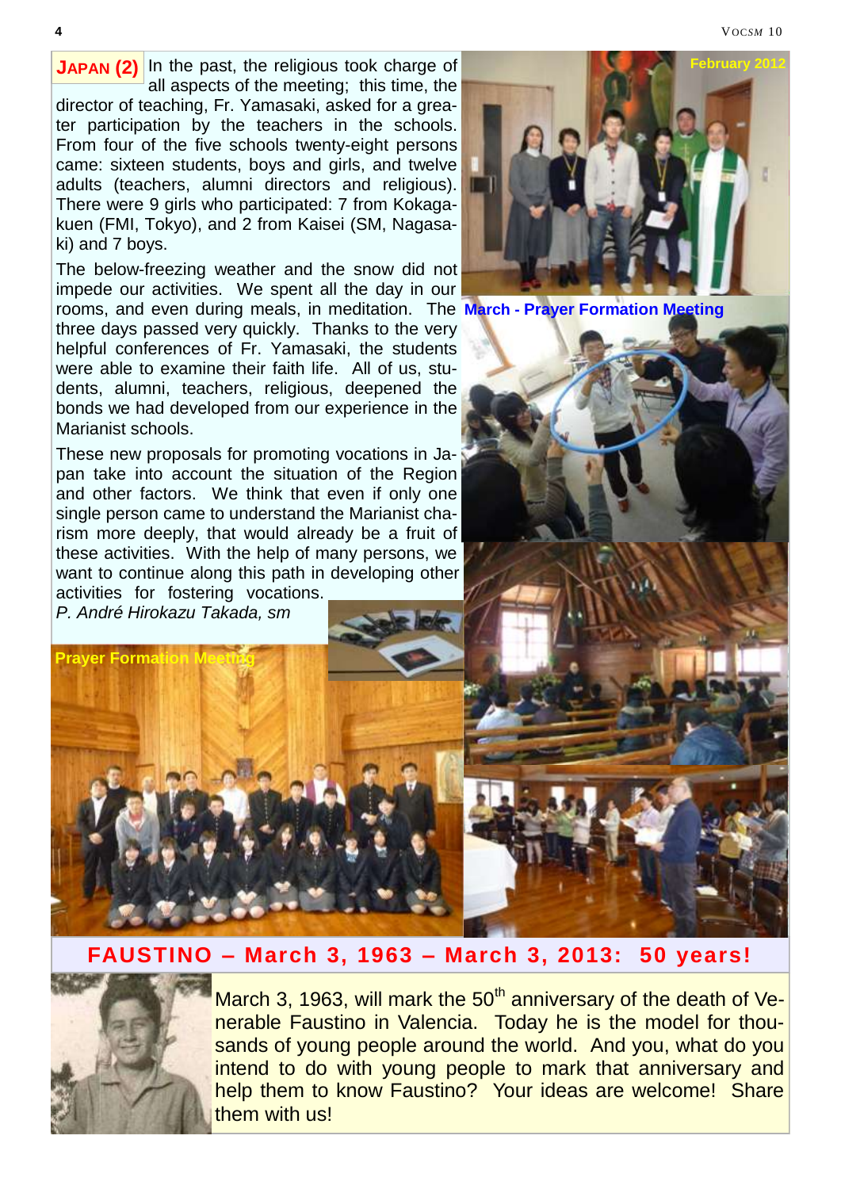## JAPAN (2)

In the past, the religious took charge of all aspects of the meeting; this time, the director of teaching, Fr. Yamasaki, asked for a greater participation by the teachers in the schools. From four of the five schools twenty-eight persons came: sixteen students, boys and girls, and twelve adults (teachers, alumni directors and religious). There were 9 girls who participated: 7 from Kokagakuen (FMI, Tokyo), and 2 from Kaisei (SM, Nagasaki) and 7 boys.

The below-freezing weather and the snow did not impede our activities. We spent all the day in our rooms, and even during meals, in meditation. The three days passed very quickly. Thanks to the very helpful conferences of Fr. Yamasaki, the students were able to examine their faith life. All of us, students, alumni, teachers, religious, deepened the bonds we had developed from our experience in the Marianist schools.

These new proposals for promoting vocations in Japan take into account the situation of the Region and other factors. We think that even if only one single person came to understand the Marianist charism more deeply, that would already be a fruit of these activities. With the help of many persons, we want to continue along this path in developing other activities for fostering vocations.

*P. André Hirokazu Takada, sm*

February 2012

March - Prayer Formation Meeting

Prayer Formation Meeting

## FAUSTINO – March 3, 1963 – March 3, 2013: 50 years!

March 3, 1963, will mark the 50th anniversary of the death of Venerable Faustino in Valencia. Today he is the model for thousands of young people around the world. And you, what do you intend to do with young people to mark that anniversary and help them to know Faustino? Your ideas are welcome! Share them with us!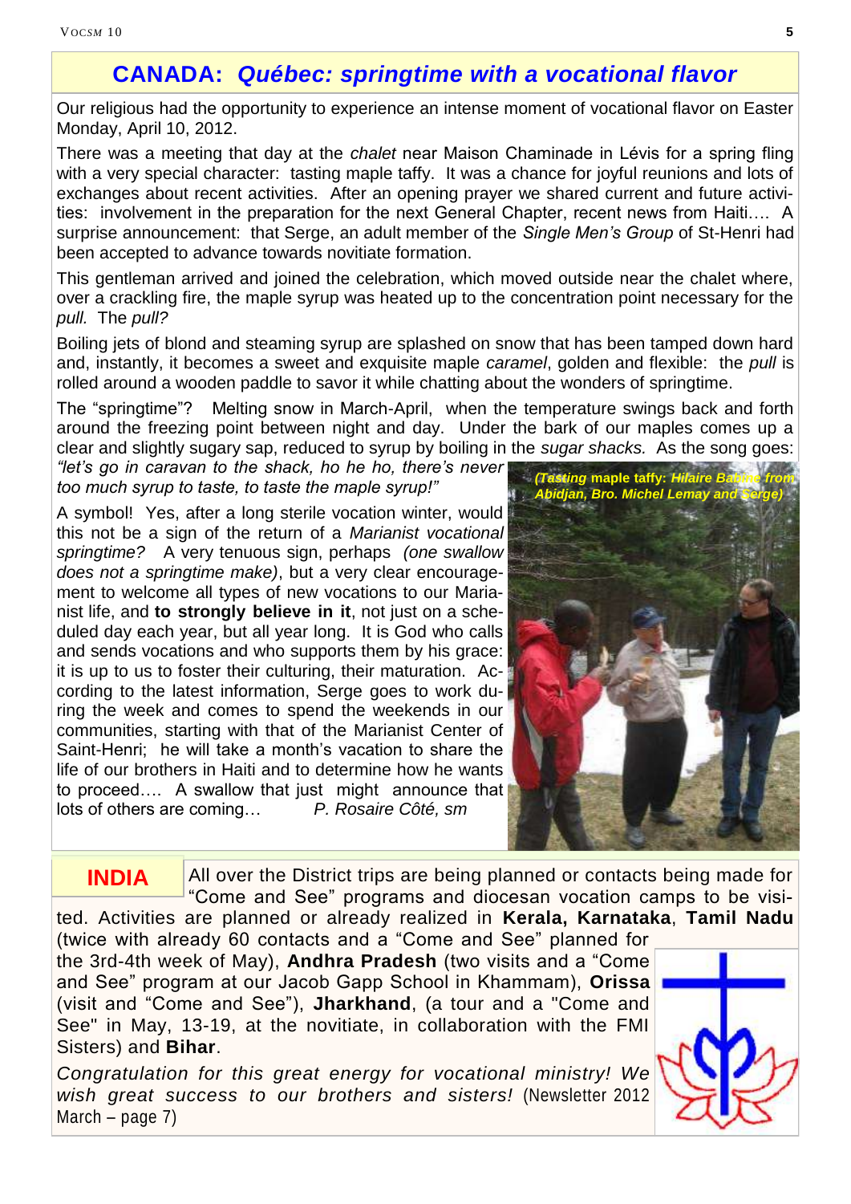## CANADA: *Québec: springtime with a vocational flavor*

Our religious had the opportunity to experience an intense moment of vocational flavor on Easter Monday, April 10, 2012.

There was a meeting that day at the *chalet* near Maison Chaminade in Lévis for a spring fling with a very special character: tasting maple taffy. It was a chance for joyful reunions and lots of exchanges about recent activities. After an opening prayer we shared current and future activities: involvement in the preparation for the next General Chapter, recent news from Haiti…. A surprise announcement: that Serge, an adult member of the *Single Men's Group* of St-Henri had been accepted to advance towards novitiate formation.

This gentleman arrived and joined the celebration, which moved outside near the chalet where, over a crackling fire, the maple syrup was heated up to the concentration point necessary for the *pull.* The *pull?*

Boiling jets of blond and steaming syrup are splashed on snow that has been tamped down hard and, instantly, it becomes a sweet and exquisite maple *caramel*, golden and flexible: the *pull* is rolled around a wooden paddle to savor it while chatting about the wonders of springtime.

The "springtime"? Melting snow in March-April, when the temperature swings back and forth around the freezing point between night and day. Under the bark of our maples comes up a clear and slightly sugary sap, reduced to syrup by boiling in the *sugar shacks.* As the song goes: *"let's go in caravan to the shack, ho he ho, there's never too much syrup to taste, to taste the maple syrup!"*

*(Tasting maple taffy: Hilaire Babine from Abidjan, Bro. Michel Lemay and Serge)*

A symbol! Yes, after a long sterile vocation winter, would this not be a sign of the return of a *Marianist vocational springtime?* A very tenuous sign, perhaps *(one swallow does not a springtime make)*, but a very clear encouragement to welcome all types of new vocations to our Marianist life, and **to strongly believe in it**, not just on a scheduled day each year, but all year long. It is God who calls and sends vocations and who supports them by his grace: it is up to us to foster their culturing, their maturation. According to the latest information, Serge goes to work during the week and comes to spend the weekends in our communities, starting with that of the Marianist Center of Saint-Henri; he will take a month's vacation to share the life of our brothers in Haiti and to determine how he wants to proceed…. A swallow that just might announce that lots of others are coming… *P. Rosaire Côté, sm*

## INDIA

All over the District trips are being planned or contacts being made for "Come and See" programs and diocesan vocation camps to be visited. Activities are planned or already realized in **Kerala, Karnataka**, **Tamil Nadu** (twice with already 60 contacts and a "Come and See" planned for the 3rd-4th week of May), **Andhra Pradesh** (two visits and a "Come and See" program at our Jacob Gapp School in Khammam), **Orissa** (visit and "Come and See"), **Jharkhand**, (a tour and a "Come and See" in May, 13-19, at the novitiate, in collaboration with the FMI Sisters) and **Bihar**.

*Congratulation for this great energy for vocational ministry! We wish great success to our brothers and sisters!* (Newsletter 2012 March – page 7)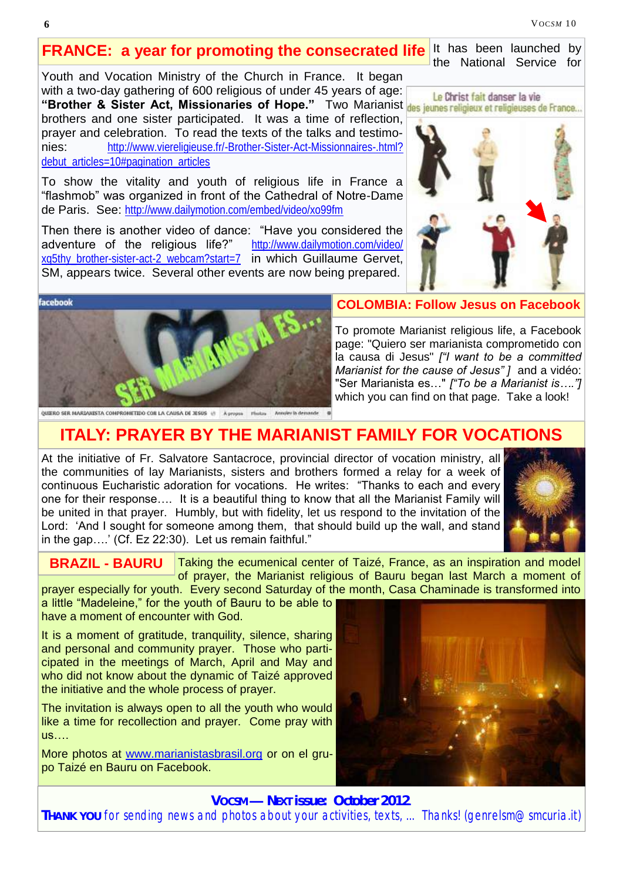## FRANCE: a year for promoting the consecrated life

It has been launched by the National Service for Youth and Vocation Ministry of the Church in France. It began with a two-day gathering of 600 religious of under 45 years of age: **"Brother & Sister Act, Missionaries of Hope."** Two Marianist brothers and one sister participated. It was a time of reflection, prayer and celebration. To read the texts of the talks and testimonies: http://www.viereligieuse.fr/-Brother-Sister-Act-Missionnaires-.html?debut_articles=10#pagination_articles

To show the vitality and youth of religious life in France a "flashmob" was organized in front of the Cathedral of Notre-Dame de Paris. See: http://www.dailymotion.com/embed/video/xo99fm

Then there is another video of dance: "Have you considered the adventure of the religious life?" http://www.dailymotion.com/video/xq5thy_brother-sister-act-2_webcam?start=7 in which Guillaume Gervet, SM, appears twice. Several other events are now being prepared.

## COLOMBIA: Follow Jesus on Facebook

To promote Marianist religious life, a Facebook page: "Quiero ser marianista comprometido con la causa di Jesus" *["I want to be a committed Marianist for the cause of Jesus"]* and a vidéo: "Ser Marianista es…" *["To be a Marianist is…."]* which you can find on that page. Take a look!

## ITALY: PRAYER BY THE MARIANIST FAMILY FOR VOCATIONS

At the initiative of Fr. Salvatore Santacroce, provincial director of vocation ministry, all the communities of lay Marianists, sisters and brothers formed a relay for a week of continuous Eucharistic adoration for vocations. He writes: "Thanks to each and every one for their response…. It is a beautiful thing to know that all the Marianist Family will be united in that prayer. Humbly, but with fidelity, let us respond to the invitation of the Lord: 'And I sought for someone among them, that should build up the wall, and stand in the gap….' (Cf. Ez 22:30). Let us remain faithful."

## BRAZIL - BAURU

Taking the ecumenical center of Taizé, France, as an inspiration and model of prayer, the Marianist religious of Bauru began last March a moment of prayer especially for youth. Every second Saturday of the month, Casa Chaminade is transformed into a little "Madeleine," for the youth of Bauru to be able to have a moment of encounter with God.

It is a moment of gratitude, tranquility, silence, sharing and personal and community prayer. Those who participated in the meetings of March, April and May and who did not know about the dynamic of Taizé approved the initiative and the whole process of prayer.

The invitation is always open to all the youth who would like a time for recollection and prayer. Come pray with us….

More photos at www.marianistasbrasil.org or on el grupo Taizé en Bauru on Facebook.

**VOCSM — NEXT issue: October 2012**

**THANK YOU** for sending news and photos about your activities, texts, … Thanks! (genrelsm@smcuria.it)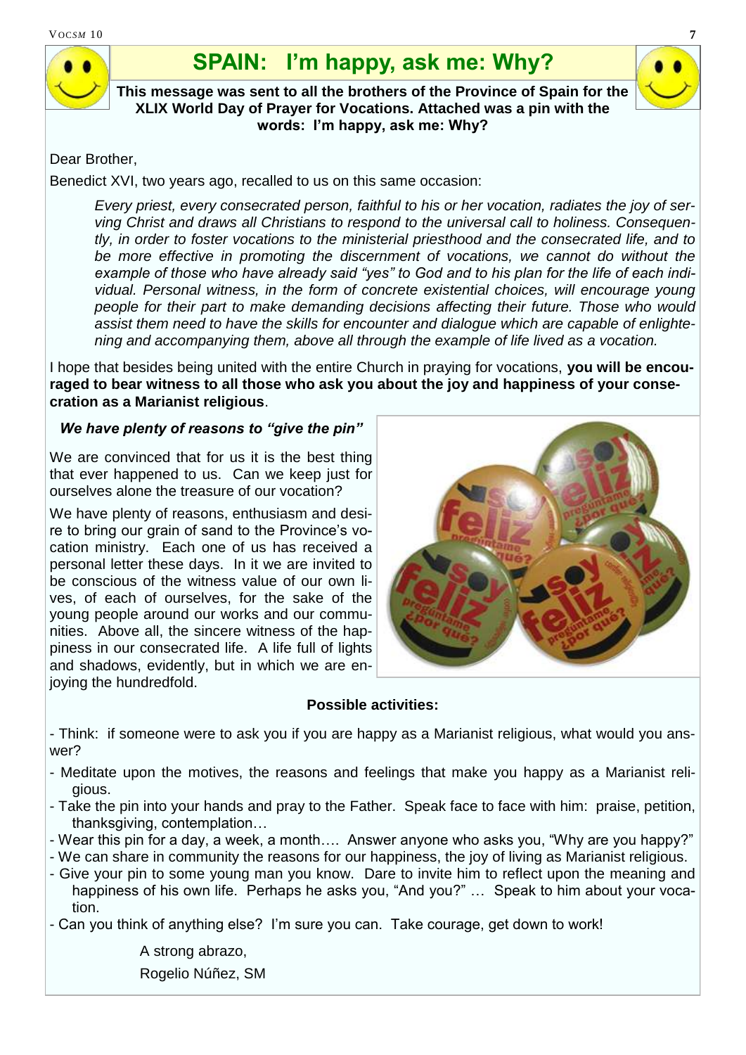# SPAIN: I'm happy, ask me: Why?

**This message was sent to all the brothers of the Province of Spain for the XLIX World Day of Prayer for Vocations. Attached was a pin with the words: I'm happy, ask me: Why?**

Dear Brother,

Benedict XVI, two years ago, recalled to us on this same occasion:

> *Every priest, every consecrated person, faithful to his or her vocation, radiates the joy of serving Christ and draws all Christians to respond to the universal call to holiness. Consequently, in order to foster vocations to the ministerial priesthood and the consecrated life, and to be more effective in promoting the discernment of vocations, we cannot do without the example of those who have already said "yes" to God and to his plan for the life of each individual. Personal witness, in the form of concrete existential choices, will encourage young people for their part to make demanding decisions affecting their future. Those who would assist them need to have the skills for encounter and dialogue which are capable of enlightening and accompanying them, above all through the example of life lived as a vocation.*

I hope that besides being united with the entire Church in praying for vocations, **you will be encouraged to bear witness to all those who ask you about the joy and happiness of your consecration as a Marianist religious**.

***We have plenty of reasons to "give the pin"***

We are convinced that for us it is the best thing that ever happened to us. Can we keep just for ourselves alone the treasure of our vocation?

We have plenty of reasons, enthusiasm and desire to bring our grain of sand to the Province's vocation ministry. Each one of us has received a personal letter these days. In it we are invited to be conscious of the witness value of our own lives, of each of ourselves, for the sake of the young people around our works and our communities. Above all, the sincere witness of the happiness in our consecrated life. A life full of lights and shadows, evidently, but in which we are enjoying the hundredfold.

**Possible activities:**

- Think: if someone were to ask you if you are happy as a Marianist religious, what would you answer?
- Meditate upon the motives, the reasons and feelings that make you happy as a Marianist religious.
- Take the pin into your hands and pray to the Father. Speak face to face with him: praise, petition, thanksgiving, contemplation…
- Wear this pin for a day, a week, a month…. Answer anyone who asks you, "Why are you happy?"
- We can share in community the reasons for our happiness, the joy of living as Marianist religious.
- Give your pin to some young man you know. Dare to invite him to reflect upon the meaning and happiness of his own life. Perhaps he asks you, "And you?" … Speak to him about your vocation.
- Can you think of anything else? I'm sure you can. Take courage, get down to work!

A strong abrazo,

Rogelio Núñez, SM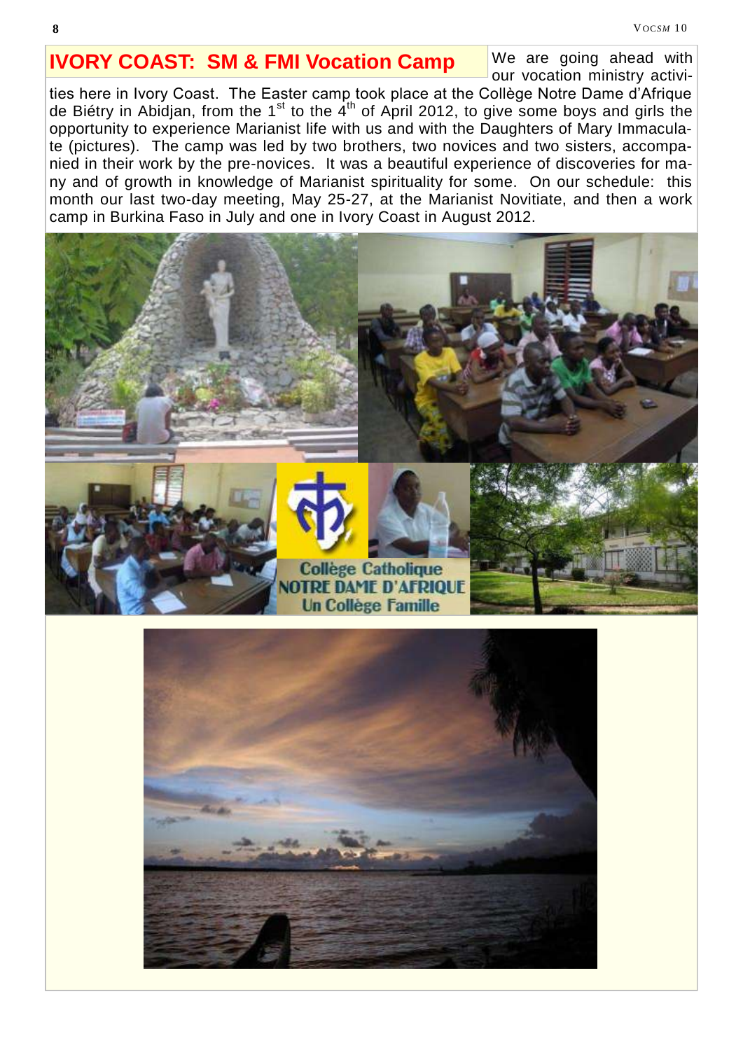# IVORY COAST: SM & FMI Vocation Camp

We are going ahead with our vocation ministry activities here in Ivory Coast. The Easter camp took place at the Collège Notre Dame d'Afrique de Biétry in Abidjan, from the 1st to the 4th of April 2012, to give some boys and girls the opportunity to experience Marianist life with us and with the Daughters of Mary Immaculate (pictures). The camp was led by two brothers, two novices and two sisters, accompanied in their work by the pre-novices. It was a beautiful experience of discoveries for many and of growth in knowledge of Marianist spirituality for some. On our schedule: this month our last two-day meeting, May 25-27, at the Marianist Novitiate, and then a work camp in Burkina Faso in July and one in Ivory Coast in August 2012.